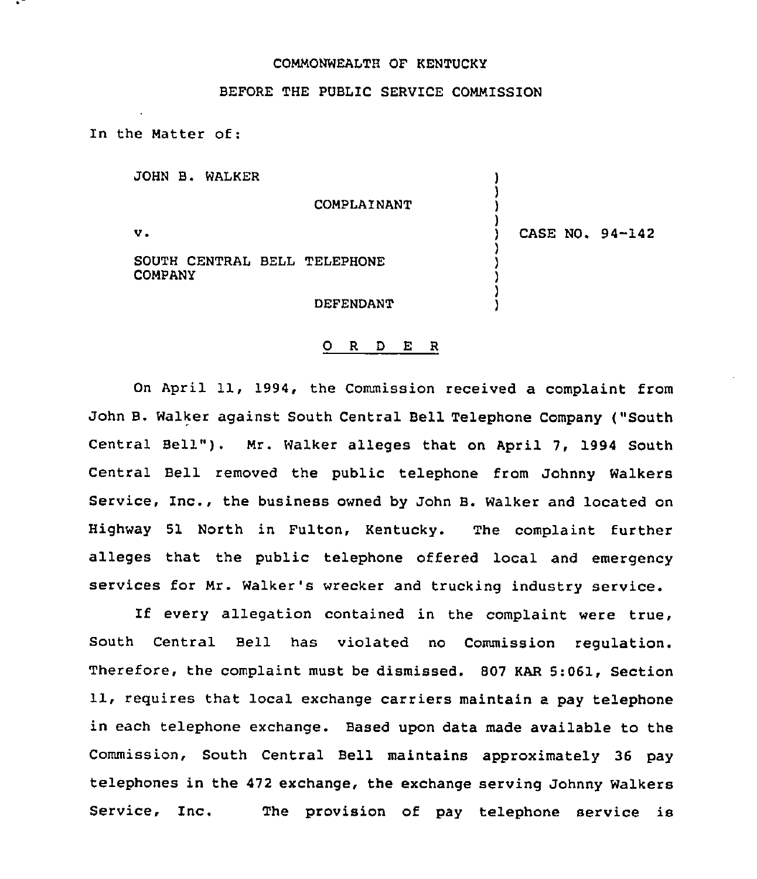COMMONWEALTH OF KENTUCKY

BEFORE THE PUBLIC SERVICE COMMISSION

In the Matter of:

| | | |
|---|---|---|
| JOHN B. WALKER | ) | |
| COMPLAINANT | ) | |
| v. | ) | CASE NO. 94-142 |
| SOUTH CENTRAL BELL TELEPHONE COMPANY | ) | |
| DEFENDANT | ) | |

O R D E R

On April 11, 1994, the Commission received a complaint from John B. Walker against South Central Bell Telephone Company ("South Central Bell"). Mr. Walker alleges that on April 7, 1994 South Central Bell removed the public telephone from Johnny Walkers Service, Inc., the business owned by John B. Walker and located on Highway 51 North in Fulton, Kentucky. The complaint further alleges that the public telephone offered local and emergency services for Mr. Walker's wrecker and trucking industry service.

If every allegation contained in the complaint were true, South Central Bell has violated no Commission regulation. Therefore, the complaint must be dismissed. 807 KAR 5:061, Section 11, requires that local exchange carriers maintain a pay telephone in each telephone exchange. Based upon data made available to the Commission, South Central Bell maintains approximately 36 pay telephones in the 472 exchange, the exchange serving Johnny Walkers Service, Inc. The provision of pay telephone service is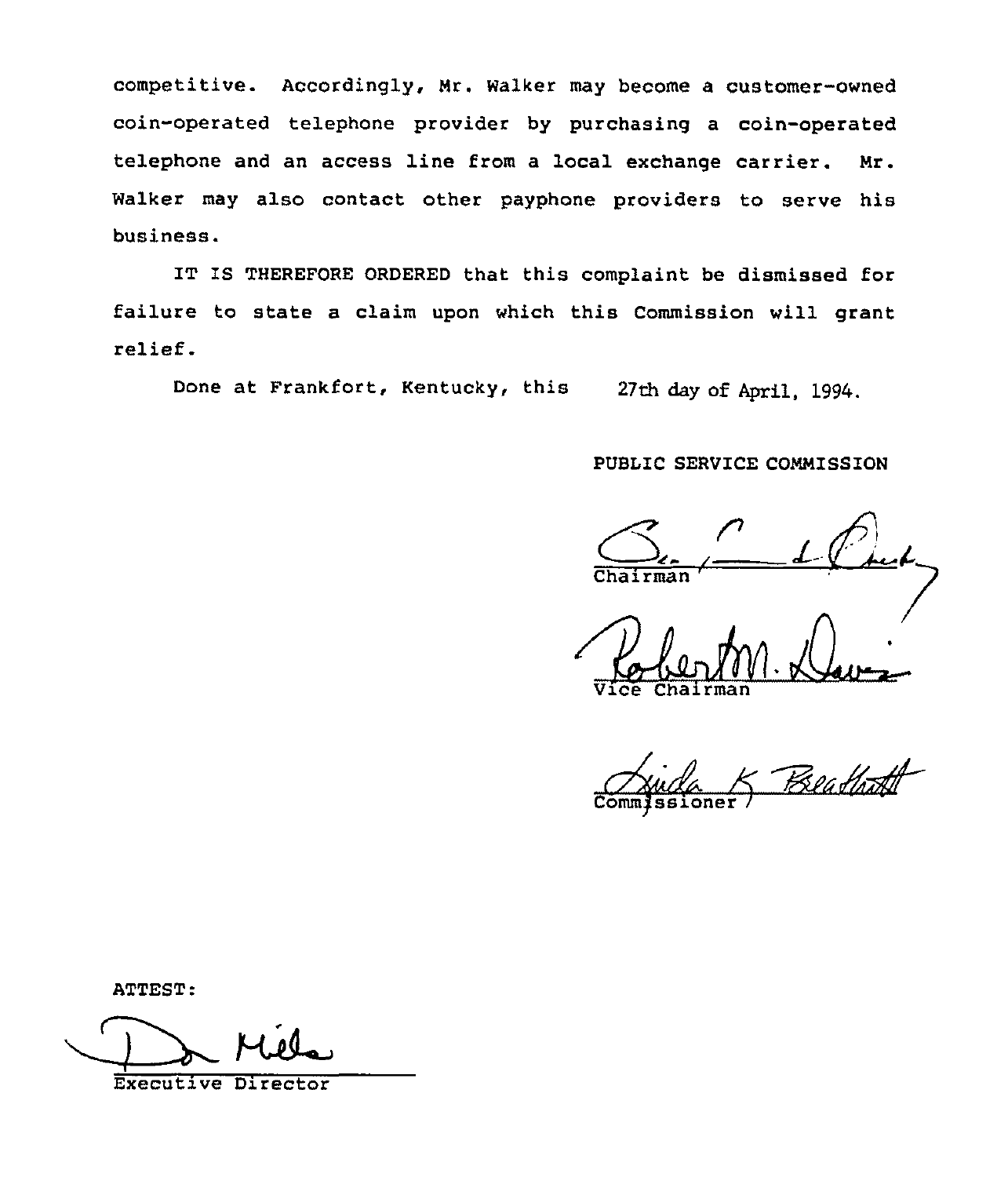competitive. Accordingly, Mr. Walker may become a customer-owned coin-operated telephone provider by purchasing a coin-operated telephone and an access line from a local exchange carrier. Mr. Walker may also contact other payphone providers to serve his business.

IT IS THEREFORE ORDERED that this complaint be dismissed for failure to state a claim upon which this Commission will grant relief.

Done at Frankfort, Kentucky, this 27th day of April, 1994.

PUBLIC SERVICE COMMISSION

Chairman

Vice Chairman

Commissioner

ATTEST:

Executive Director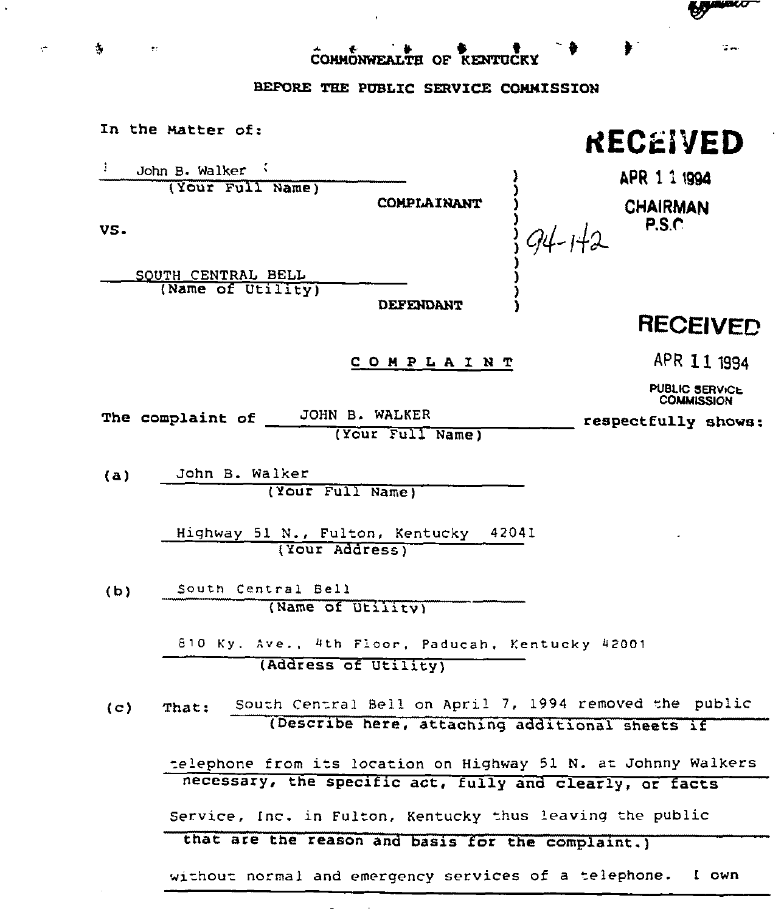COMMONWEALTH OF KENTUCKY

BEFORE THE PUBLIC SERVICE COMMISSION

In the Matter of:

John B. Walker
(Your Full Name)

COMPLAINANT

VS.

94-142

SOUTH CENTRAL BELL
(Name of Utility)

DEFENDANT

RECEIVED
APR 11 1994
CHAIRMAN
P.S.C

RECEIVED
APR 11 1994
PUBLIC SERVICE COMMISSION

## C O M P L A I N T

The complaint of JOHN B. WALKER (Your Full Name) respectfully shows:

(a) John B. Walker
(Your Full Name)

Highway 51 N., Fulton, Kentucky 42041
(Your Address)

(b) South Central Bell
(Name of Utility)

810 Ky. Ave., 4th Floor, Paducah, Kentucky 42001
(Address of Utility)

(c) That: South Central Bell on April 7, 1994 removed the public telephone from its location on Highway 51 N. at Johnny Walkers Service, Inc. in Fulton, Kentucky thus leaving the public without normal and emergency services of a telephone. I own
(Describe here, attaching additional sheets if necessary, the specific act, fully and clearly, or facts that are the reason and basis for the complaint.)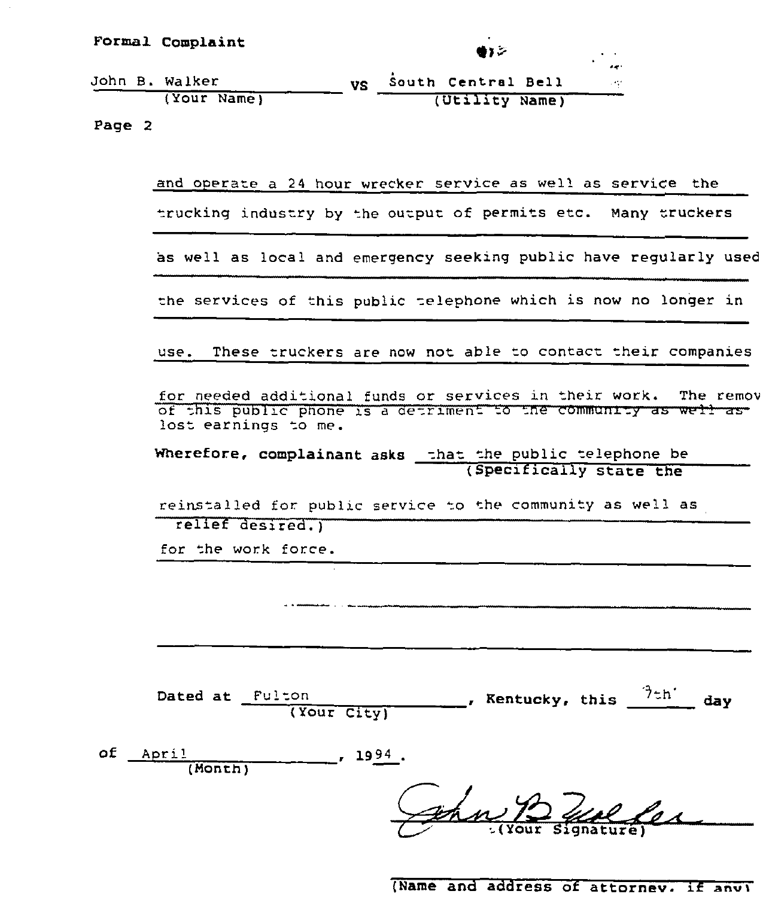**Formal Complaint**

John B. Walker **VS** South Central Bell
(Your Name) (Utility Name)

**Page 2**

and operate a 24 hour wrecker service as well as service the trucking industry by the output of permits etc. Many truckers as well as local and emergency seeking public have regularly used the services of this public telephone which is now no longer in use. These truckers are now not able to contact their companies for needed additional funds or services in their work. The remov of this public phone is a detriment to the community as well as lost earnings to me.

**Wherefore, complainant asks** that the public telephone be reinstalled for public service to the community as well as for the work force.
(Specifically state the relief desired.)

**Dated at** Fulton (Your City), **Kentucky, this** 7th **day of** April (Month), 1994.

John B Walker
(Your Signature)

(Name and address of attorney, if any)